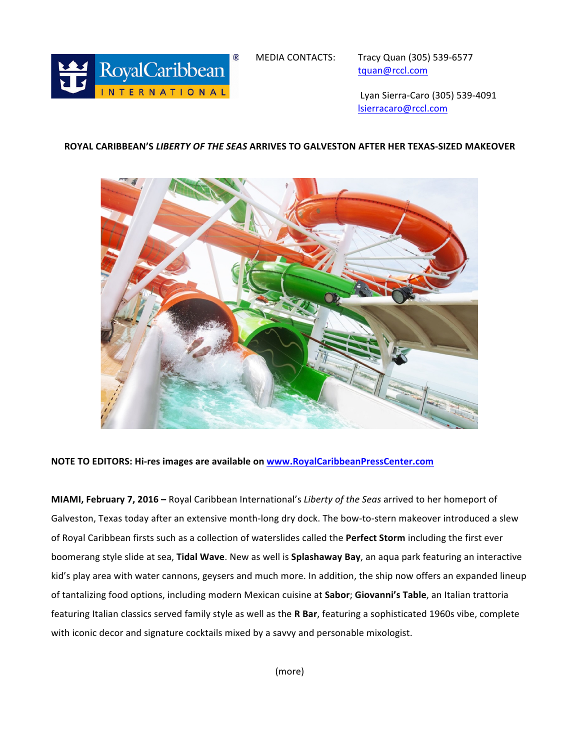MEDIA CONTACTS: Tracy Quan (305) 539-6577
tquan@rccl.com

Lyan Sierra-Caro (305) 539-4091
lsierracaro@rccl.com

**ROYAL CARIBBEAN'S *LIBERTY OF THE SEAS* ARRIVES TO GALVESTON AFTER HER TEXAS-SIZED MAKEOVER**

**NOTE TO EDITORS: Hi-res images are available on www.RoyalCaribbeanPressCenter.com**

**MIAMI, February 7, 2016 –** Royal Caribbean International's *Liberty of the Seas* arrived to her homeport of Galveston, Texas today after an extensive month-long dry dock. The bow-to-stern makeover introduced a slew of Royal Caribbean firsts such as a collection of waterslides called the **Perfect Storm** including the first ever boomerang style slide at sea, **Tidal Wave**. New as well is **Splashaway Bay**, an aqua park featuring an interactive kid's play area with water cannons, geysers and much more. In addition, the ship now offers an expanded lineup of tantalizing food options, including modern Mexican cuisine at **Sabor**; **Giovanni's Table**, an Italian trattoria featuring Italian classics served family style as well as the **R Bar**, featuring a sophisticated 1960s vibe, complete with iconic decor and signature cocktails mixed by a savvy and personable mixologist.

(more)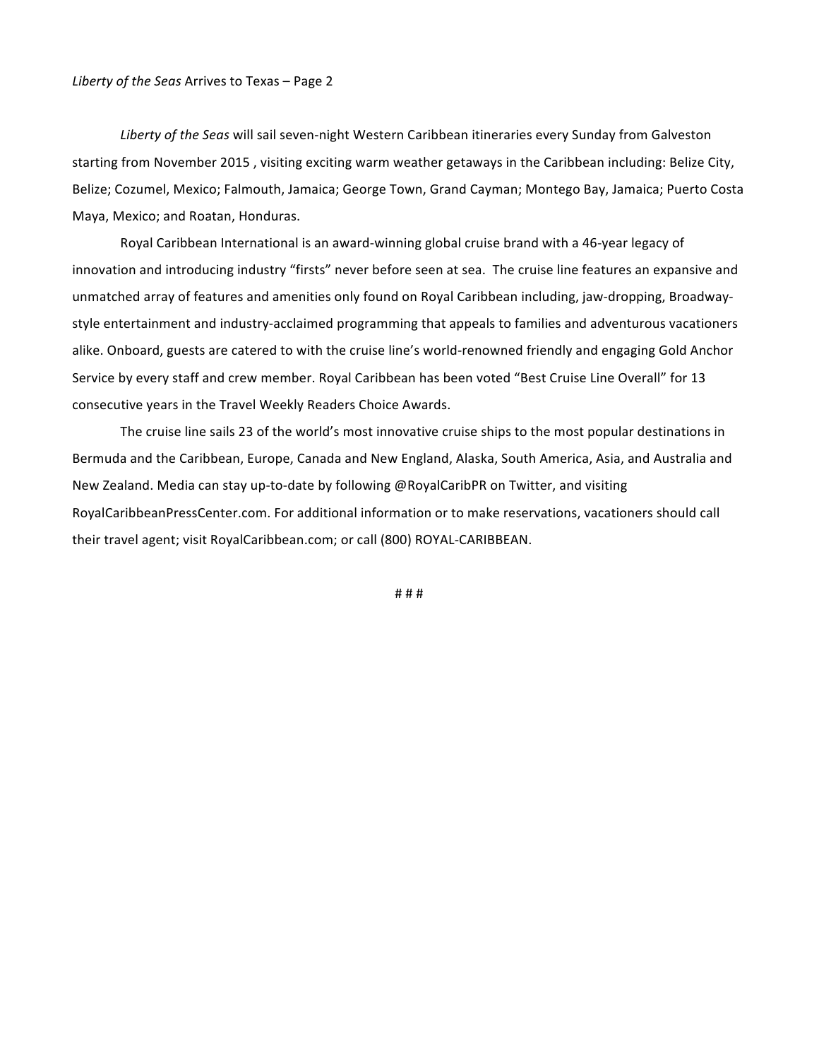*Liberty of the Seas* will sail seven-night Western Caribbean itineraries every Sunday from Galveston starting from November 2015 , visiting exciting warm weather getaways in the Caribbean including: Belize City, Belize; Cozumel, Mexico; Falmouth, Jamaica; George Town, Grand Cayman; Montego Bay, Jamaica; Puerto Costa Maya, Mexico; and Roatan, Honduras.

Royal Caribbean International is an award-winning global cruise brand with a 46-year legacy of innovation and introducing industry "firsts" never before seen at sea. The cruise line features an expansive and unmatched array of features and amenities only found on Royal Caribbean including, jaw-dropping, Broadway-style entertainment and industry-acclaimed programming that appeals to families and adventurous vacationers alike. Onboard, guests are catered to with the cruise line's world-renowned friendly and engaging Gold Anchor Service by every staff and crew member. Royal Caribbean has been voted "Best Cruise Line Overall" for 13 consecutive years in the Travel Weekly Readers Choice Awards.

The cruise line sails 23 of the world's most innovative cruise ships to the most popular destinations in Bermuda and the Caribbean, Europe, Canada and New England, Alaska, South America, Asia, and Australia and New Zealand. Media can stay up-to-date by following @RoyalCaribPR on Twitter, and visiting RoyalCaribbeanPressCenter.com. For additional information or to make reservations, vacationers should call their travel agent; visit RoyalCaribbean.com; or call (800) ROYAL-CARIBBEAN.

# # #